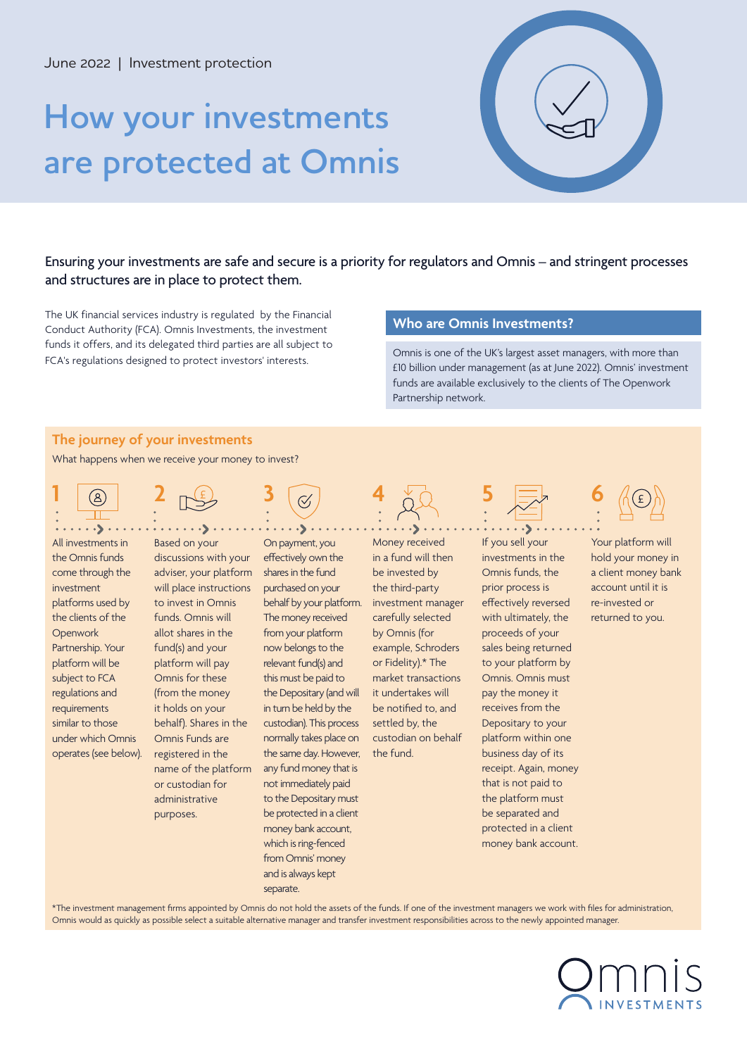June 2022 | Investment protection

# How your investments are protected at Omnis

**Ensuring your investments are safe and secure is a priority for regulators and Omnis – and stringent processes and structures are in place to protect them.**

The UK financial services industry is regulated by the Financial Conduct Authority (FCA). Omnis Investments, the investment funds it offers, and its delegated third parties are all subject to FCA's regulations designed to protect investors' interests.

## Who are Omnis Investments?

Omnis is one of the UK's largest asset managers, with more than £10 billion under management (as at June 2022). Omnis' investment funds are available exclusively to the clients of The Openwork Partnership network.

## The journey of your investments

What happens when we receive your money to invest?

**1**

All investments in the Omnis funds come through the investment platforms used by the clients of the Openwork Partnership. Your platform will be subject to FCA regulations and requirements similar to those under which Omnis operates (see below).

**2**

Based on your discussions with your adviser, your platform will place instructions to invest in Omnis funds. Omnis will allot shares in the fund(s) and your platform will pay Omnis for these (from the money it holds on your behalf). Shares in the Omnis Funds are registered in the name of the platform or custodian for administrative purposes.

**3**

On payment, you effectively own the shares in the fund purchased on your behalf by your platform. The money received from your platform now belongs to the relevant fund(s) and this must be paid to the Depositary (and will in turn be held by the custodian). This process normally takes place on the same day. However, any fund money that is not immediately paid to the Depositary must be protected in a client money bank account, which is ring-fenced from Omnis' money and is always kept separate.

**4**

Money received in a fund will then be invested by the third-party investment manager carefully selected by Omnis (for example, Schroders or Fidelity).* The market transactions it undertakes will be notified to, and settled by, the custodian on behalf the fund.

**5**

If you sell your investments in the Omnis funds, the prior process is effectively reversed with ultimately, the proceeds of your sales being returned to your platform by Omnis. Omnis must pay the money it receives from the Depositary to your platform within one business day of its receipt. Again, money that is not paid to the platform must be separated and protected in a client money bank account.

**6**

Your platform will hold your money in a client money bank account until it is re-invested or returned to you.

*The investment management firms appointed by Omnis do not hold the assets of the funds. If one of the investment managers we work with files for administration, Omnis would as quickly as possible select a suitable alternative manager and transfer investment responsibilities across to the newly appointed manager.

Omnis INVESTMENTS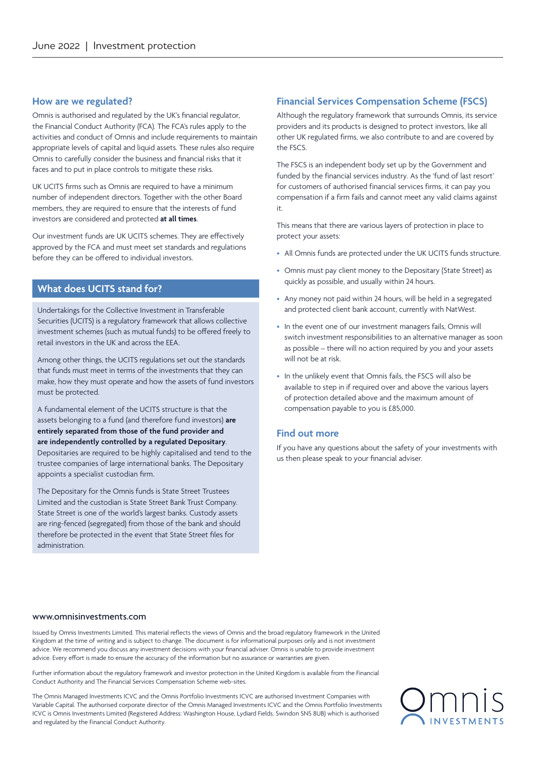## How are we regulated?

Omnis is authorised and regulated by the UK's financial regulator, the Financial Conduct Authority (FCA). The FCA's rules apply to the activities and conduct of Omnis and include requirements to maintain appropriate levels of capital and liquid assets. These rules also require Omnis to carefully consider the business and financial risks that it faces and to put in place controls to mitigate these risks.

UK UCITS firms such as Omnis are required to have a minimum number of independent directors. Together with the other Board members, they are required to ensure that the interests of fund investors are considered and protected **at all times**.

Our investment funds are UK UCITS schemes. They are effectively approved by the FCA and must meet set standards and regulations before they can be offered to individual investors.

### What does UCITS stand for?

Undertakings for the Collective Investment in Transferable Securities (UCITS) is a regulatory framework that allows collective investment schemes (such as mutual funds) to be offered freely to retail investors in the UK and across the EEA.

Among other things, the UCITS regulations set out the standards that funds must meet in terms of the investments that they can make, how they must operate and how the assets of fund investors must be protected.

A fundamental element of the UCITS structure is that the assets belonging to a fund (and therefore fund investors) **are entirely separated from those of the fund provider and are independently controlled by a regulated Depositary**. Depositaries are required to be highly capitalised and tend to the trustee companies of large international banks. The Depositary appoints a specialist custodian firm.

The Depositary for the Omnis funds is State Street Trustees Limited and the custodian is State Street Bank Trust Company. State Street is one of the world's largest banks. Custody assets are ring-fenced (segregated) from those of the bank and should therefore be protected in the event that State Street files for administration.

## Financial Services Compensation Scheme (FSCS)

Although the regulatory framework that surrounds Omnis, its service providers and its products is designed to protect investors, like all other UK regulated firms, we also contribute to and are covered by the FSCS.

The FSCS is an independent body set up by the Government and funded by the financial services industry. As the 'fund of last resort' for customers of authorised financial services firms, it can pay you compensation if a firm fails and cannot meet any valid claims against it.

This means that there are various layers of protection in place to protect your assets:

- All Omnis funds are protected under the UK UCITS funds structure.
- Omnis must pay client money to the Depositary (State Street) as quickly as possible, and usually within 24 hours.
- Any money not paid within 24 hours, will be held in a segregated and protected client bank account, currently with NatWest.
- In the event one of our investment managers fails, Omnis will switch investment responsibilities to an alternative manager as soon as possible – there will no action required by you and your assets will not be at risk.
- In the unlikely event that Omnis fails, the FSCS will also be available to step in if required over and above the various layers of protection detailed above and the maximum amount of compensation payable to you is £85,000.

## Find out more

If you have any questions about the safety of your investments with us then please speak to your financial adviser.

www.omnisinvestments.com

Issued by Omnis Investments Limited. This material reflects the views of Omnis and the broad regulatory framework in the United Kingdom at the time of writing and is subject to change. The document is for informational purposes only and is not investment advice. We recommend you discuss any investment decisions with your financial adviser. Omnis is unable to provide investment advice. Every effort is made to ensure the accuracy of the information but no assurance or warranties are given.

Further information about the regulatory framework and investor protection in the United Kingdom is available from the Financial Conduct Authority and The Financial Services Compensation Scheme web-sites.

The Omnis Managed Investments ICVC and the Omnis Portfolio Investments ICVC are authorised Investment Companies with Variable Capital. The authorised corporate director of the Omnis Managed Investments ICVC and the Omnis Portfolio Investments ICVC is Omnis Investments Limited (Registered Address: Washington House, Lydiard Fields, Swindon SN5 8UB) which is authorised and regulated by the Financial Conduct Authority.

Omnis INVESTMENTS